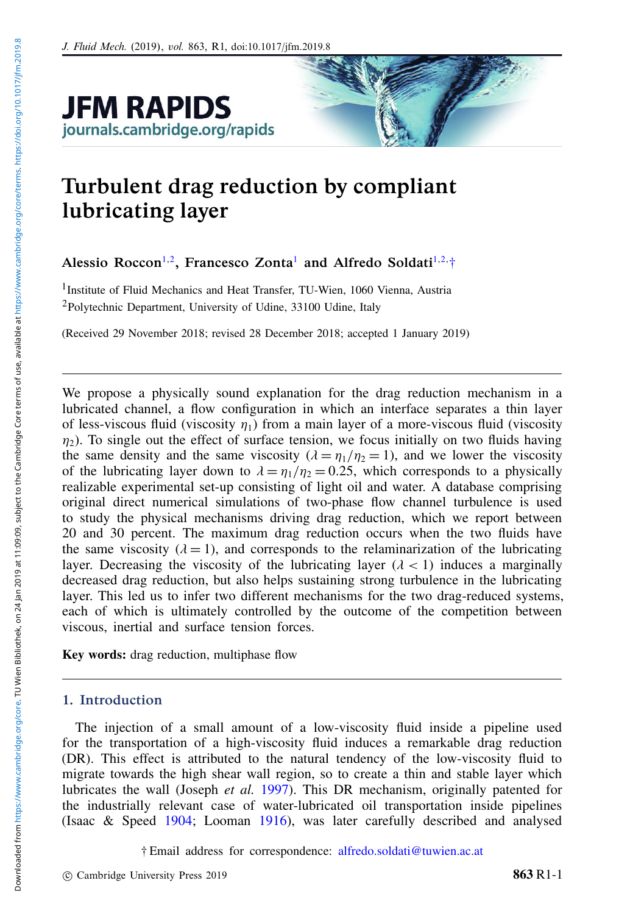# Turbulent drag reduction by compliant lubricating layer

**Alessio Roccon[1,2], Francesco Zonta[1] and Alfredo Soldati[1,2,†]**

[1]Institute of Fluid Mechanics and Heat Transfer, TU-Wien, 1060 Vienna, Austria

[2]Polytechnic Department, University of Udine, 33100 Udine, Italy

(Received 29 November 2018; revised 28 December 2018; accepted 1 January 2019)

We propose a physically sound explanation for the drag reduction mechanism in a lubricated channel, a flow configuration in which an interface separates a thin layer of less-viscous fluid (viscosity $\eta_1$) from a main layer of a more-viscous fluid (viscosity $\eta_2$). To single out the effect of surface tension, we focus initially on two fluids having the same density and the same viscosity ($\lambda = \eta_1/\eta_2 = 1$), and we lower the viscosity of the lubricating layer down to $\lambda = \eta_1/\eta_2 = 0.25$, which corresponds to a physically realizable experimental set-up consisting of light oil and water. A database comprising original direct numerical simulations of two-phase flow channel turbulence is used to study the physical mechanisms driving drag reduction, which we report between 20 and 30 percent. The maximum drag reduction occurs when the two fluids have the same viscosity ($\lambda = 1$), and corresponds to the relaminarization of the lubricating layer. Decreasing the viscosity of the lubricating layer ($\lambda < 1$) induces a marginally decreased drag reduction, but also helps sustaining strong turbulence in the lubricating layer. This led us to infer two different mechanisms for the two drag-reduced systems, each of which is ultimately controlled by the outcome of the competition between viscous, inertial and surface tension forces.

**Key words:** drag reduction, multiphase flow

## 1. Introduction

The injection of a small amount of a low-viscosity fluid inside a pipeline used for the transportation of a high-viscosity fluid induces a remarkable drag reduction (DR). This effect is attributed to the natural tendency of the low-viscosity fluid to migrate towards the high shear wall region, so to create a thin and stable layer which lubricates the wall (Joseph *et al.* 1997). This DR mechanism, originally patented for the industrially relevant case of water-lubricated oil transportation inside pipelines (Isaac & Speed 1904; Looman 1916), was later carefully described and analysed

† Email address for correspondence: alfredo.soldati@tuwien.ac.at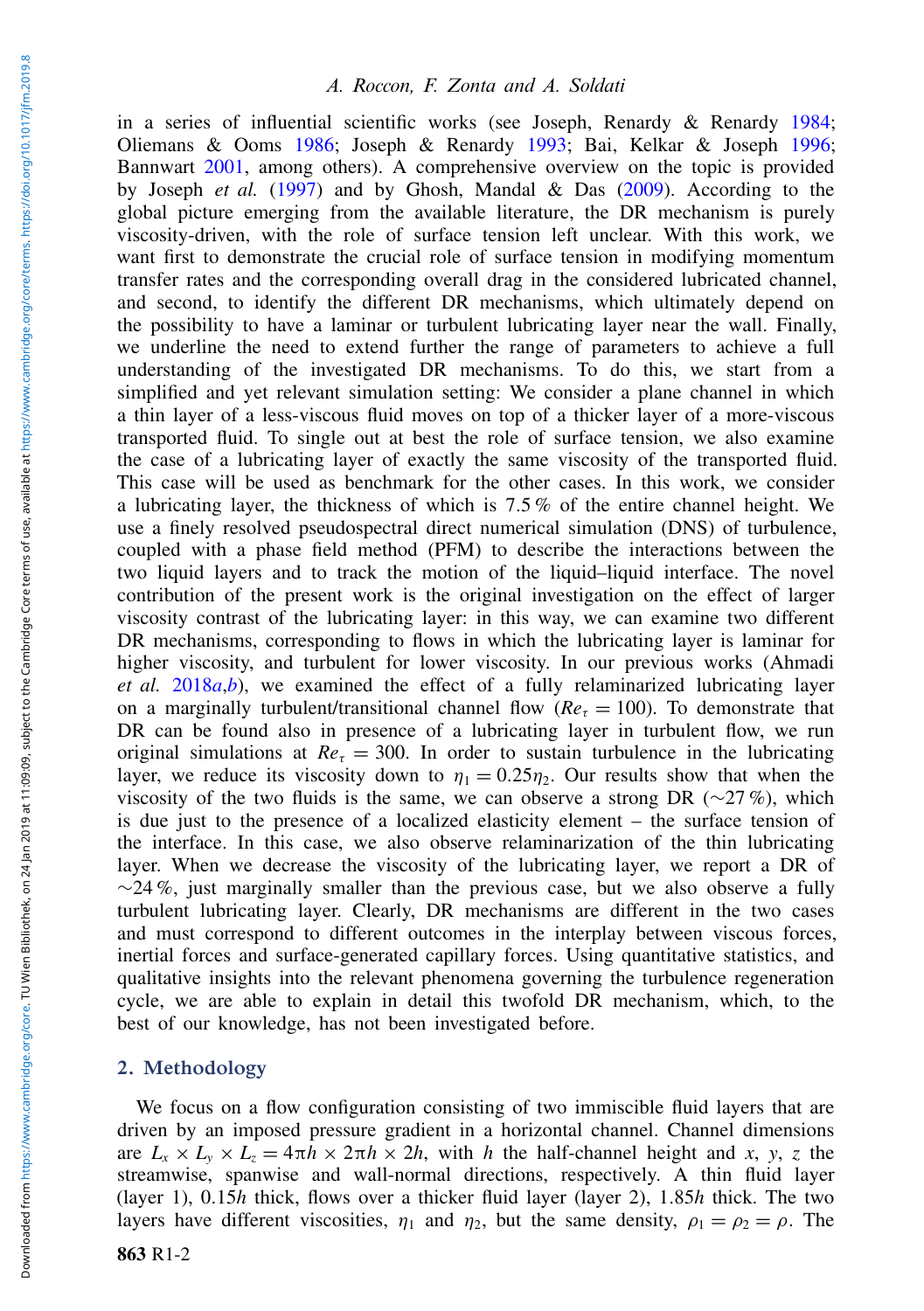in a series of influential scientific works (see Joseph, Renardy & Renardy 1984; Oliemans & Ooms 1986; Joseph & Renardy 1993; Bai, Kelkar & Joseph 1996; Bannwart 2001, among others). A comprehensive overview on the topic is provided by Joseph *et al.* (1997) and by Ghosh, Mandal & Das (2009). According to the global picture emerging from the available literature, the DR mechanism is purely viscosity-driven, with the role of surface tension left unclear. With this work, we want first to demonstrate the crucial role of surface tension in modifying momentum transfer rates and the corresponding overall drag in the considered lubricated channel, and second, to identify the different DR mechanisms, which ultimately depend on the possibility to have a laminar or turbulent lubricating layer near the wall. Finally, we underline the need to extend further the range of parameters to achieve a full understanding of the investigated DR mechanisms. To do this, we start from a simplified and yet relevant simulation setting: We consider a plane channel in which a thin layer of a less-viscous fluid moves on top of a thicker layer of a more-viscous transported fluid. To single out at best the role of surface tension, we also examine the case of a lubricating layer of exactly the same viscosity of the transported fluid. This case will be used as benchmark for the other cases. In this work, we consider a lubricating layer, the thickness of which is 7.5 % of the entire channel height. We use a finely resolved pseudospectral direct numerical simulation (DNS) of turbulence, coupled with a phase field method (PFM) to describe the interactions between the two liquid layers and to track the motion of the liquid–liquid interface. The novel contribution of the present work is the original investigation on the effect of larger viscosity contrast of the lubricating layer: in this way, we can examine two different DR mechanisms, corresponding to flows in which the lubricating layer is laminar for higher viscosity, and turbulent for lower viscosity. In our previous works (Ahmadi *et al.* 2018*a*,*b*), we examined the effect of a fully relaminarized lubricating layer on a marginally turbulent/transitional channel flow ($Re_\tau = 100$). To demonstrate that DR can be found also in presence of a lubricating layer in turbulent flow, we run original simulations at $Re_\tau = 300$. In order to sustain turbulence in the lubricating layer, we reduce its viscosity down to $\eta_1 = 0.25\eta_2$. Our results show that when the viscosity of the two fluids is the same, we can observe a strong DR ($\sim$27 %), which is due just to the presence of a localized elasticity element – the surface tension of the interface. In this case, we also observe relaminarization of the thin lubricating layer. When we decrease the viscosity of the lubricating layer, we report a DR of $\sim$24 %, just marginally smaller than the previous case, but we also observe a fully turbulent lubricating layer. Clearly, DR mechanisms are different in the two cases and must correspond to different outcomes in the interplay between viscous forces, inertial forces and surface-generated capillary forces. Using quantitative statistics, and qualitative insights into the relevant phenomena governing the turbulence regeneration cycle, we are able to explain in detail this twofold DR mechanism, which, to the best of our knowledge, has not been investigated before.

## 2. Methodology

We focus on a flow configuration consisting of two immiscible fluid layers that are driven by an imposed pressure gradient in a horizontal channel. Channel dimensions are $L_x \times L_y \times L_z = 4\pi h \times 2\pi h \times 2h$, with $h$ the half-channel height and $x$, $y$, $z$ the streamwise, spanwise and wall-normal directions, respectively. A thin fluid layer (layer 1), $0.15h$ thick, flows over a thicker fluid layer (layer 2), $1.85h$ thick. The two layers have different viscosities, $\eta_1$ and $\eta_2$, but the same density, $\rho_1 = \rho_2 = \rho$. The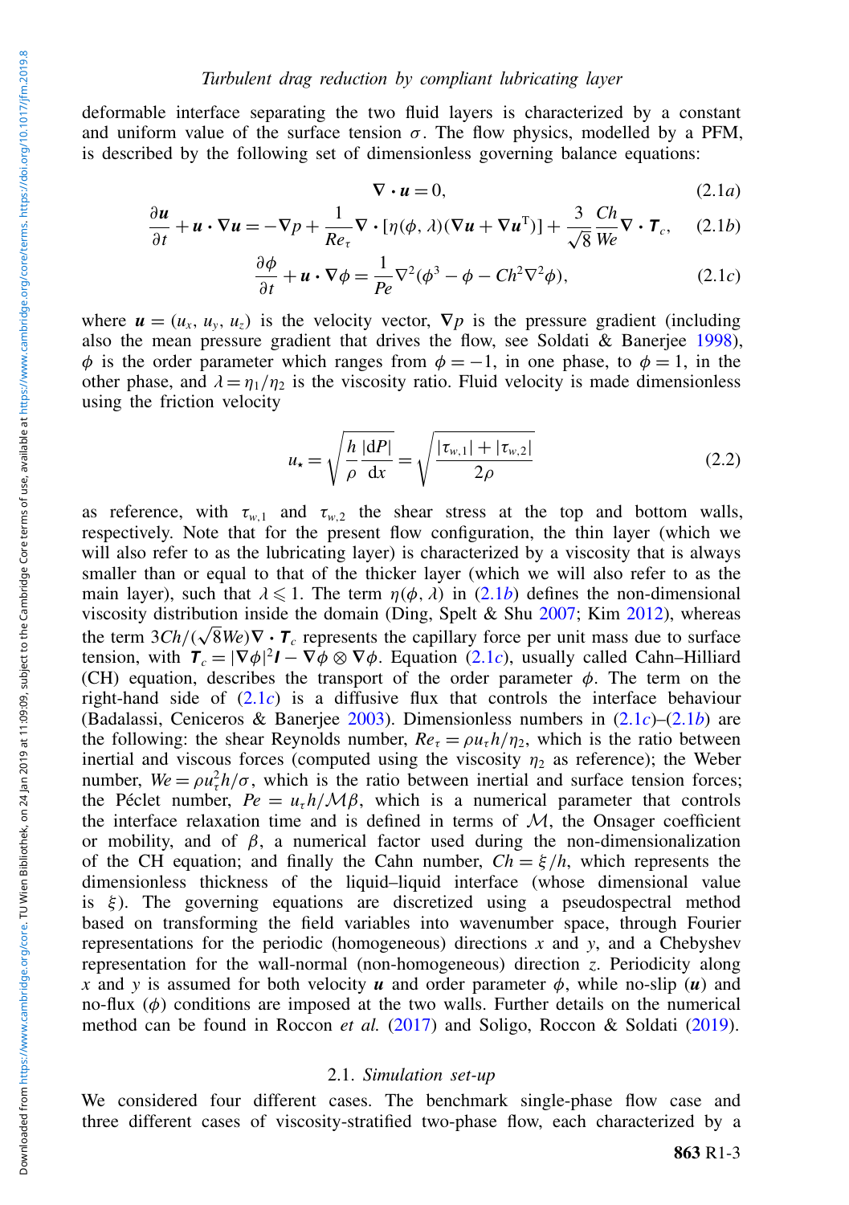deformable interface separating the two fluid layers is characterized by a constant and uniform value of the surface tension $\sigma$. The flow physics, modelled by a PFM, is described by the following set of dimensionless governing balance equations:

$$\nabla \cdot \boldsymbol{u} = 0, \tag{2.1a}$$

$$\frac{\partial \boldsymbol{u}}{\partial t} + \boldsymbol{u} \cdot \nabla \boldsymbol{u} = -\nabla p + \frac{1}{Re_\tau} \nabla \cdot [\eta(\phi, \lambda)(\nabla \boldsymbol{u} + \nabla \boldsymbol{u}^{\mathrm{T}})] + \frac{3}{\sqrt{8}} \frac{Ch}{We} \nabla \cdot \boldsymbol{T}_c, \tag{2.1b}$$

$$\frac{\partial \phi}{\partial t} + \boldsymbol{u} \cdot \nabla \phi = \frac{1}{Pe} \nabla^2 (\phi^3 - \phi - Ch^2 \nabla^2 \phi), \tag{2.1c}$$

where $\boldsymbol{u} = (u_x, u_y, u_z)$ is the velocity vector, $\nabla p$ is the pressure gradient (including also the mean pressure gradient that drives the flow, see Soldati & Banerjee 1998), $\phi$ is the order parameter which ranges from $\phi = -1$, in one phase, to $\phi = 1$, in the other phase, and $\lambda = \eta_1/\eta_2$ is the viscosity ratio. Fluid velocity is made dimensionless using the friction velocity

$$u_\star = \sqrt{\frac{h}{\rho} \frac{|\mathrm{d}P|}{\mathrm{d}x}} = \sqrt{\frac{|\tau_{w,1}| + |\tau_{w,2}|}{2\rho}} \tag{2.2}$$

as reference, with $\tau_{w,1}$ and $\tau_{w,2}$ the shear stress at the top and bottom walls, respectively. Note that for the present flow configuration, the thin layer (which we will also refer to as the lubricating layer) is characterized by a viscosity that is always smaller than or equal to that of the thicker layer (which we will also refer to as the main layer), such that $\lambda \leqslant 1$. The term $\eta(\phi, \lambda)$ in (2.1*b*) defines the non-dimensional viscosity distribution inside the domain (Ding, Spelt & Shu 2007; Kim 2012), whereas the term $3Ch/(\sqrt{8}We)\nabla \cdot \boldsymbol{T}_c$ represents the capillary force per unit mass due to surface tension, with $\boldsymbol{T}_c = |\nabla \phi|^2 \boldsymbol{I} - \nabla \phi \otimes \nabla \phi$. Equation (2.1*c*), usually called Cahn–Hilliard (CH) equation, describes the transport of the order parameter $\phi$. The term on the right-hand side of (2.1*c*) is a diffusive flux that controls the interface behaviour (Badalassi, Ceniceros & Banerjee 2003). Dimensionless numbers in (2.1*c*)–(2.1*b*) are the following: the shear Reynolds number, $Re_\tau = \rho u_\tau h/\eta_2$, which is the ratio between inertial and viscous forces (computed using the viscosity $\eta_2$ as reference); the Weber number, $We = \rho u_\tau^2 h/\sigma$, which is the ratio between inertial and surface tension forces; the Péclet number, $Pe = u_\tau h/\mathcal{M}\beta$, which is a numerical parameter that controls the interface relaxation time and is defined in terms of $\mathcal{M}$, the Onsager coefficient or mobility, and of $\beta$, a numerical factor used during the non-dimensionalization of the CH equation; and finally the Cahn number, $Ch = \xi/h$, which represents the dimensionless thickness of the liquid–liquid interface (whose dimensional value is $\xi$). The governing equations are discretized using a pseudospectral method based on transforming the field variables into wavenumber space, through Fourier representations for the periodic (homogeneous) directions $x$ and $y$, and a Chebyshev representation for the wall-normal (non-homogeneous) direction $z$. Periodicity along $x$ and $y$ is assumed for both velocity $\boldsymbol{u}$ and order parameter $\phi$, while no-slip ($\boldsymbol{u}$) and no-flux ($\phi$) conditions are imposed at the two walls. Further details on the numerical method can be found in Roccon *et al.* (2017) and Soligo, Roccon & Soldati (2019).

### 2.1. *Simulation set-up*

We considered four different cases. The benchmark single-phase flow case and three different cases of viscosity-stratified two-phase flow, each characterized by a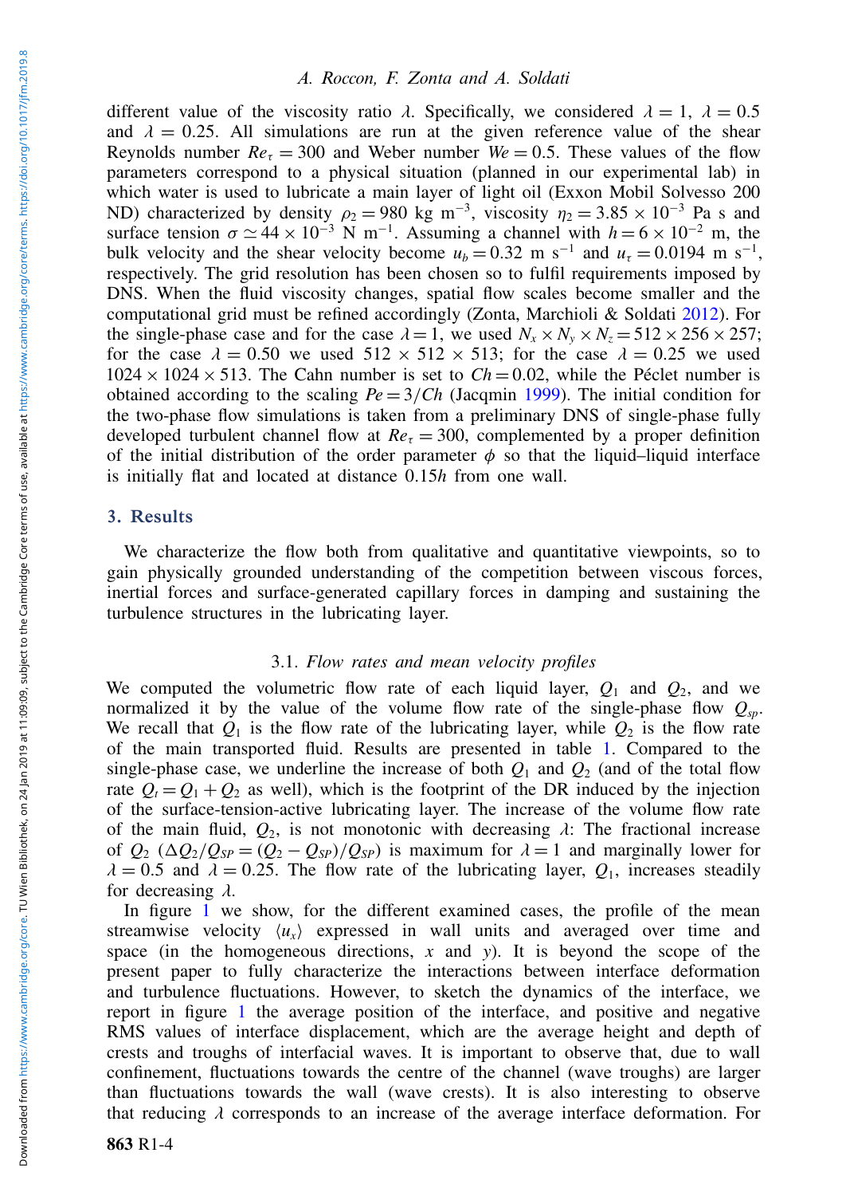different value of the viscosity ratio $\lambda$. Specifically, we considered $\lambda = 1$, $\lambda = 0.5$ and $\lambda = 0.25$. All simulations are run at the given reference value of the shear Reynolds number $Re_\tau = 300$ and Weber number $We = 0.5$. These values of the flow parameters correspond to a physical situation (planned in our experimental lab) in which water is used to lubricate a main layer of light oil (Exxon Mobil Solvesso 200 ND) characterized by density $\rho_2 = 980\ \mathrm{kg\ m^{-3}}$, viscosity $\eta_2 = 3.85 \times 10^{-3}$ Pa s and surface tension $\sigma \simeq 44 \times 10^{-3}\ \mathrm{N\ m^{-1}}$. Assuming a channel with $h = 6 \times 10^{-2}$ m, the bulk velocity and the shear velocity become $u_b = 0.32\ \mathrm{m\ s^{-1}}$ and $u_\tau = 0.0194\ \mathrm{m\ s^{-1}}$, respectively. The grid resolution has been chosen so to fulfil requirements imposed by DNS. When the fluid viscosity changes, spatial flow scales become smaller and the computational grid must be refined accordingly (Zonta, Marchioli & Soldati 2012). For the single-phase case and for the case $\lambda = 1$, we used $N_x \times N_y \times N_z = 512 \times 256 \times 257$; for the case $\lambda = 0.50$ we used $512 \times 512 \times 513$; for the case $\lambda = 0.25$ we used $1024 \times 1024 \times 513$. The Cahn number is set to $Ch = 0.02$, while the Péclet number is obtained according to the scaling $Pe = 3/Ch$ (Jacqmin 1999). The initial condition for the two-phase flow simulations is taken from a preliminary DNS of single-phase fully developed turbulent channel flow at $Re_\tau = 300$, complemented by a proper definition of the initial distribution of the order parameter $\phi$ so that the liquid–liquid interface is initially flat and located at distance $0.15h$ from one wall.

## 3. Results

We characterize the flow both from qualitative and quantitative viewpoints, so to gain physically grounded understanding of the competition between viscous forces, inertial forces and surface-generated capillary forces in damping and sustaining the turbulence structures in the lubricating layer.

### 3.1. *Flow rates and mean velocity profiles*

We computed the volumetric flow rate of each liquid layer, $Q_1$ and $Q_2$, and we normalized it by the value of the volume flow rate of the single-phase flow $Q_{sp}$. We recall that $Q_1$ is the flow rate of the lubricating layer, while $Q_2$ is the flow rate of the main transported fluid. Results are presented in table 1. Compared to the single-phase case, we underline the increase of both $Q_1$ and $Q_2$ (and of the total flow rate $Q_t = Q_1 + Q_2$ as well), which is the footprint of the DR induced by the injection of the surface-tension-active lubricating layer. The increase of the volume flow rate of the main fluid, $Q_2$, is not monotonic with decreasing $\lambda$: The fractional increase of $Q_2$ ($\Delta Q_2/Q_{SP} = (Q_2 - Q_{SP})/Q_{SP}$) is maximum for $\lambda = 1$ and marginally lower for $\lambda = 0.5$ and $\lambda = 0.25$. The flow rate of the lubricating layer, $Q_1$, increases steadily for decreasing $\lambda$.

In figure 1 we show, for the different examined cases, the profile of the mean streamwise velocity $\langle u_x \rangle$ expressed in wall units and averaged over time and space (in the homogeneous directions, $x$ and $y$). It is beyond the scope of the present paper to fully characterize the interactions between interface deformation and turbulence fluctuations. However, to sketch the dynamics of the interface, we report in figure 1 the average position of the interface, and positive and negative RMS values of interface displacement, which are the average height and depth of crests and troughs of interfacial waves. It is important to observe that, due to wall confinement, fluctuations towards the centre of the channel (wave troughs) are larger than fluctuations towards the wall (wave crests). It is also interesting to observe that reducing $\lambda$ corresponds to an increase of the average interface deformation. For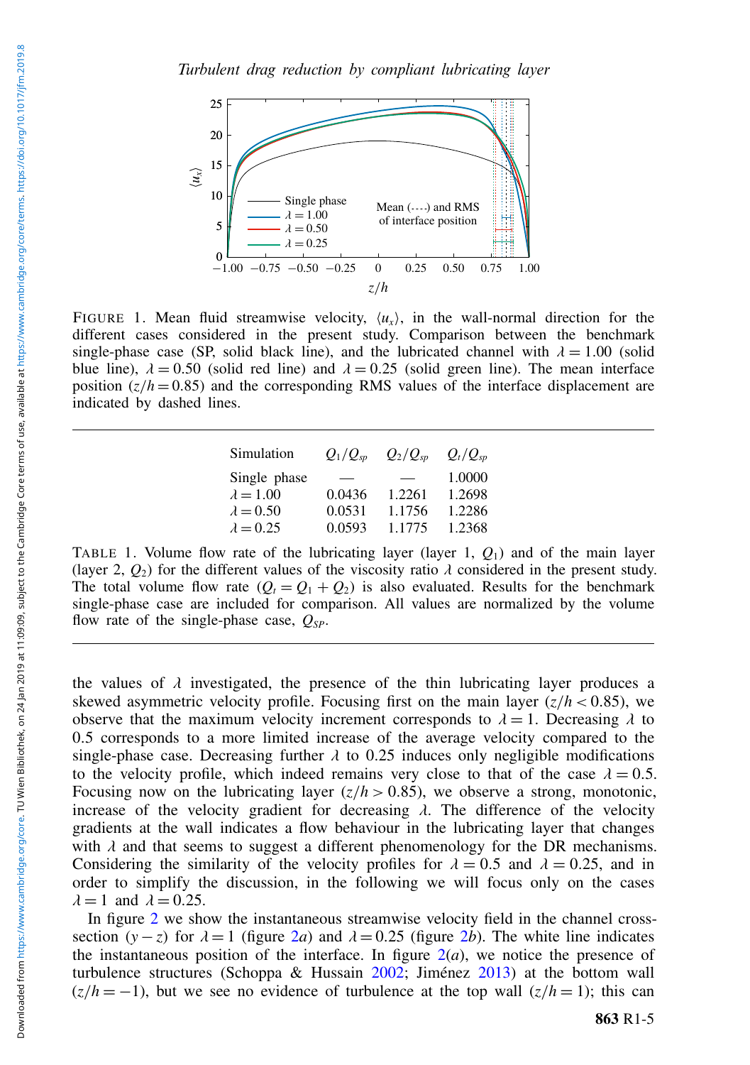25
20
15
10
5
0
$\langle u_x \rangle$
−1.00 −0.75 −0.50 −0.25 0 0.25 0.50 0.75 1.00
$z/h$
Single phase
$\lambda = 1.00$
$\lambda = 0.50$
$\lambda = 0.25$
Mean (- - - -) and RMS of interface position

FIGURE 1. Mean fluid streamwise velocity, $\langle u_x \rangle$, in the wall-normal direction for the different cases considered in the present study. Comparison between the benchmark single-phase case (SP, solid black line), and the lubricated channel with $\lambda = 1.00$ (solid blue line), $\lambda = 0.50$ (solid red line) and $\lambda = 0.25$ (solid green line). The mean interface position ($z/h = 0.85$) and the corresponding RMS values of the interface displacement are indicated by dashed lines.

| Simulation | $Q_1/Q_{sp}$ | $Q_2/Q_{sp}$ | $Q_t/Q_{sp}$ |
|---|---|---|---|
| Single phase | — | — | 1.0000 |
| $\lambda = 1.00$ | 0.0436 | 1.2261 | 1.2698 |
| $\lambda = 0.50$ | 0.0531 | 1.1756 | 1.2286 |
| $\lambda = 0.25$ | 0.0593 | 1.1775 | 1.2368 |

TABLE 1. Volume flow rate of the lubricating layer (layer 1, $Q_1$) and of the main layer (layer 2, $Q_2$) for the different values of the viscosity ratio $\lambda$ considered in the present study. The total volume flow rate ($Q_t = Q_1 + Q_2$) is also evaluated. Results for the benchmark single-phase case are included for comparison. All values are normalized by the volume flow rate of the single-phase case, $Q_{SP}$.

the values of $\lambda$ investigated, the presence of the thin lubricating layer produces a skewed asymmetric velocity profile. Focusing first on the main layer ($z/h < 0.85$), we observe that the maximum velocity increment corresponds to $\lambda = 1$. Decreasing $\lambda$ to 0.5 corresponds to a more limited increase of the average velocity compared to the single-phase case. Decreasing further $\lambda$ to 0.25 induces only negligible modifications to the velocity profile, which indeed remains very close to that of the case $\lambda = 0.5$. Focusing now on the lubricating layer ($z/h > 0.85$), we observe a strong, monotonic, increase of the velocity gradient for decreasing $\lambda$. The difference of the velocity gradients at the wall indicates a flow behaviour in the lubricating layer that changes with $\lambda$ and that seems to suggest a different phenomenology for the DR mechanisms. Considering the similarity of the velocity profiles for $\lambda = 0.5$ and $\lambda = 0.25$, and in order to simplify the discussion, in the following we will focus only on the cases $\lambda = 1$ and $\lambda = 0.25$.

In figure 2 we show the instantaneous streamwise velocity field in the channel cross-section ($y - z$) for $\lambda = 1$ (figure 2*a*) and $\lambda = 0.25$ (figure 2*b*). The white line indicates the instantaneous position of the interface. In figure 2(*a*), we notice the presence of turbulence structures (Schoppa & Hussain 2002; Jiménez 2013) at the bottom wall ($z/h = -1$), but we see no evidence of turbulence at the top wall ($z/h = 1$); this can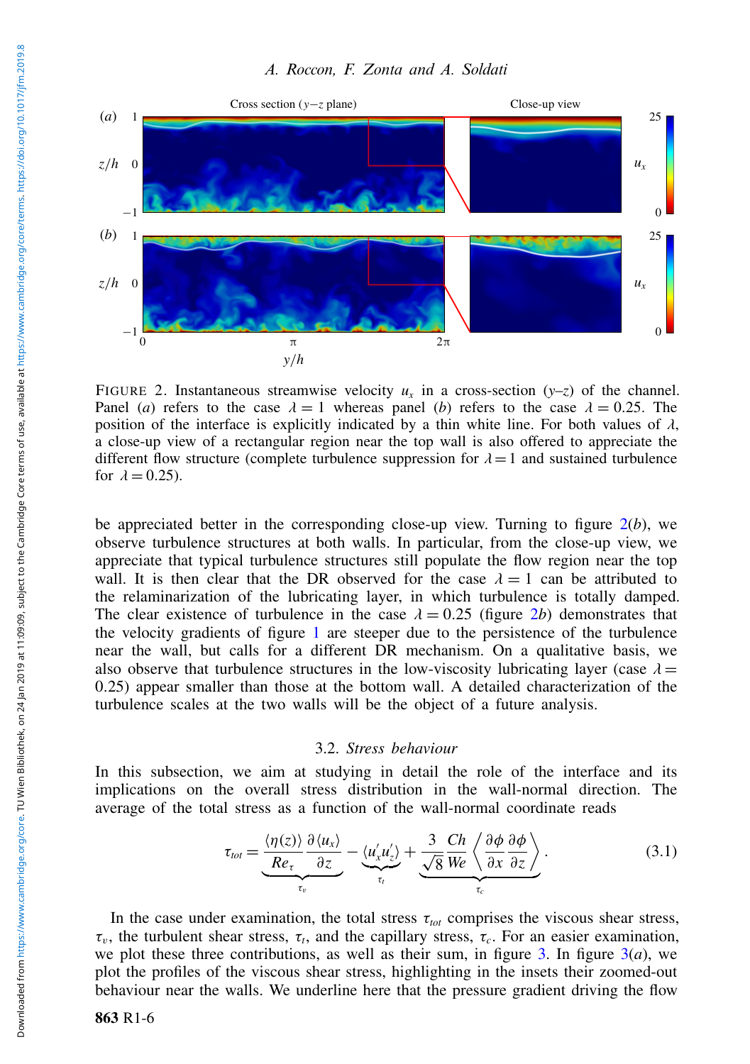(a) Cross section ($y$–$z$ plane) Close-up view

$z/h$ 1 0 −1

25 $u_x$ 0

(b)

$z/h$ 1 0 −1

25 $u_x$ 0

0 π 2π

$y/h$

FIGURE 2. Instantaneous streamwise velocity $u_x$ in a cross-section ($y$–$z$) of the channel. Panel (*a*) refers to the case $\lambda = 1$ whereas panel (*b*) refers to the case $\lambda = 0.25$. The position of the interface is explicitly indicated by a thin white line. For both values of $\lambda$, a close-up view of a rectangular region near the top wall is also offered to appreciate the different flow structure (complete turbulence suppression for $\lambda = 1$ and sustained turbulence for $\lambda = 0.25$).

be appreciated better in the corresponding close-up view. Turning to figure 2(*b*), we observe turbulence structures at both walls. In particular, from the close-up view, we appreciate that typical turbulence structures still populate the flow region near the top wall. It is then clear that the DR observed for the case $\lambda = 1$ can be attributed to the relaminarization of the lubricating layer, in which turbulence is totally damped. The clear existence of turbulence in the case $\lambda = 0.25$ (figure 2*b*) demonstrates that the velocity gradients of figure 1 are steeper due to the persistence of the turbulence near the wall, but calls for a different DR mechanism. On a qualitative basis, we also observe that turbulence structures in the low-viscosity lubricating layer (case $\lambda = 0.25$) appear smaller than those at the bottom wall. A detailed characterization of the turbulence scales at the two walls will be the object of a future analysis.

### 3.2. *Stress behaviour*

In this subsection, we aim at studying in detail the role of the interface and its implications on the overall stress distribution in the wall-normal direction. The average of the total stress as a function of the wall-normal coordinate reads

$$\tau_{tot} = \underbrace{\frac{\langle \eta(z) \rangle}{Re_\tau} \frac{\partial \langle u_x \rangle}{\partial z}}_{\tau_v} - \underbrace{\langle u_x' u_z' \rangle}_{\tau_t} + \underbrace{\frac{3}{\sqrt{8}} \frac{Ch}{We} \left\langle \frac{\partial \phi}{\partial x} \frac{\partial \phi}{\partial z} \right\rangle}_{\tau_c}. \tag{3.1}$$

In the case under examination, the total stress $\tau_{tot}$ comprises the viscous shear stress, $\tau_v$, the turbulent shear stress, $\tau_t$, and the capillary stress, $\tau_c$. For an easier examination, we plot these three contributions, as well as their sum, in figure 3. In figure 3(*a*), we plot the profiles of the viscous shear stress, highlighting in the insets their zoomed-out behaviour near the walls. We underline here that the pressure gradient driving the flow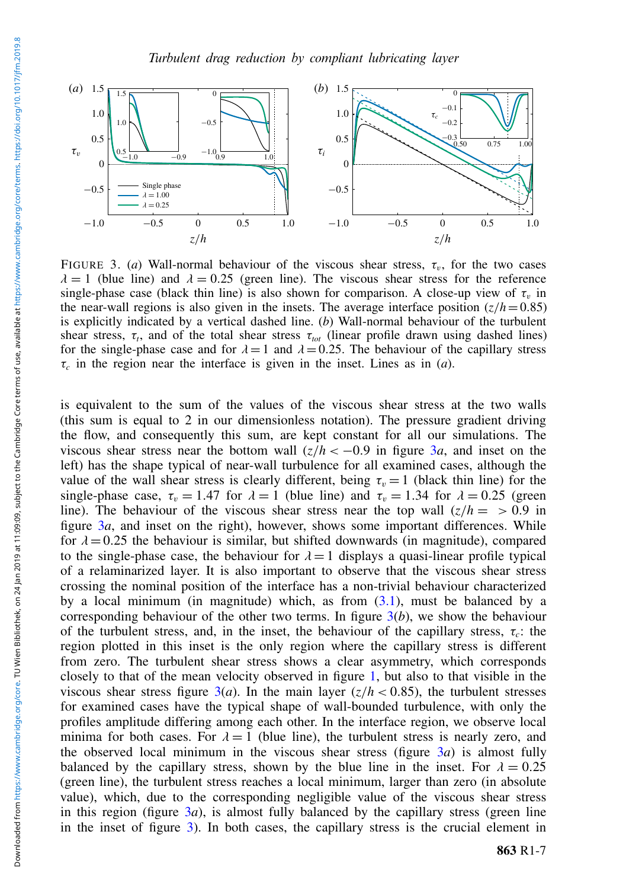(a) 1.5 1.0 0.5 $\tau_v$ 0 −0.5 −1.0 −0.5 0 0.5 1.0 $z/h$

1.5 1.0 0.5 −1.0 −0.9

0 −0.5 −1.0 0.9 1.0

Single phase
$\lambda = 1.00$
$\lambda = 0.25$

(b) 1.5 1.0 0.5 $\tau_i$ 0 −0.5 −1.0 −0.5 0 0.5 1.0 $z/h$

0 −0.1 $\tau_c$ −0.2 −0.3 0.50 0.75 1.00

FIGURE 3. (a) Wall-normal behaviour of the viscous shear stress, $\tau_v$, for the two cases $\lambda = 1$ (blue line) and $\lambda = 0.25$ (green line). The viscous shear stress for the reference single-phase case (black thin line) is also shown for comparison. A close-up view of $\tau_v$ in the near-wall regions is also given in the insets. The average interface position ($z/h = 0.85$) is explicitly indicated by a vertical dashed line. (b) Wall-normal behaviour of the turbulent shear stress, $\tau_t$, and of the total shear stress $\tau_{tot}$ (linear profile drawn using dashed lines) for the single-phase case and for $\lambda = 1$ and $\lambda = 0.25$. The behaviour of the capillary stress $\tau_c$ in the region near the interface is given in the inset. Lines as in (a).

is equivalent to the sum of the values of the viscous shear stress at the two walls (this sum is equal to 2 in our dimensionless notation). The pressure gradient driving the flow, and consequently this sum, are kept constant for all our simulations. The viscous shear stress near the bottom wall ($z/h < -0.9$ in figure 3a, and inset on the left) has the shape typical of near-wall turbulence for all examined cases, although the value of the wall shear stress is clearly different, being $\tau_v = 1$ (black thin line) for the single-phase case, $\tau_v = 1.47$ for $\lambda = 1$ (blue line) and $\tau_v = 1.34$ for $\lambda = 0.25$ (green line). The behaviour of the viscous shear stress near the top wall ($z/h = \ > 0.9$ in figure 3a, and inset on the right), however, shows some important differences. While for $\lambda = 0.25$ the behaviour is similar, but shifted downwards (in magnitude), compared to the single-phase case, the behaviour for $\lambda = 1$ displays a quasi-linear profile typical of a relaminarized layer. It is also important to observe that the viscous shear stress crossing the nominal position of the interface has a non-trivial behaviour characterized by a local minimum (in magnitude) which, as from (3.1), must be balanced by a corresponding behaviour of the other two terms. In figure 3(b), we show the behaviour of the turbulent stress, and, in the inset, the behaviour of the capillary stress, $\tau_c$: the region plotted in this inset is the only region where the capillary stress is different from zero. The turbulent shear stress shows a clear asymmetry, which corresponds closely to that of the mean velocity observed in figure 1, but also to that visible in the viscous shear stress figure 3(a). In the main layer ($z/h < 0.85$), the turbulent stresses for examined cases have the typical shape of wall-bounded turbulence, with only the profiles amplitude differing among each other. In the interface region, we observe local minima for both cases. For $\lambda = 1$ (blue line), the turbulent stress is nearly zero, and the observed local minimum in the viscous shear stress (figure 3a) is almost fully balanced by the capillary stress, shown by the blue line in the inset. For $\lambda = 0.25$ (green line), the turbulent stress reaches a local minimum, larger than zero (in absolute value), which, due to the corresponding negligible value of the viscous shear stress in this region (figure 3a), is almost fully balanced by the capillary stress (green line in the inset of figure 3). In both cases, the capillary stress is the crucial element in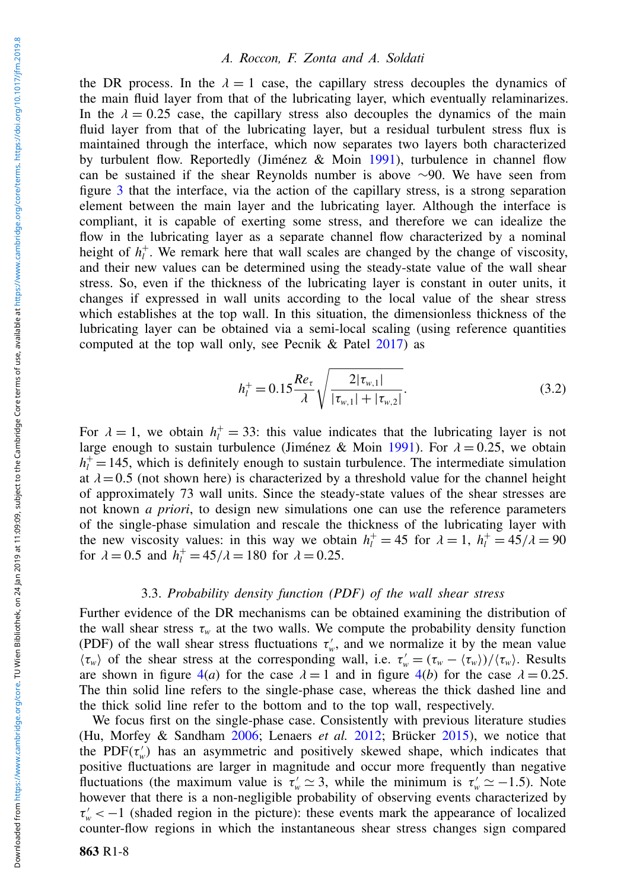the DR process. In the $\lambda = 1$ case, the capillary stress decouples the dynamics of the main fluid layer from that of the lubricating layer, which eventually relaminarizes. In the $\lambda = 0.25$ case, the capillary stress also decouples the dynamics of the main fluid layer from that of the lubricating layer, but a residual turbulent stress flux is maintained through the interface, which now separates two layers both characterized by turbulent flow. Reportedly (Jiménez & Moin 1991), turbulence in channel flow can be sustained if the shear Reynolds number is above $\sim$90. We have seen from figure 3 that the interface, via the action of the capillary stress, is a strong separation element between the main layer and the lubricating layer. Although the interface is compliant, it is capable of exerting some stress, and therefore we can idealize the flow in the lubricating layer as a separate channel flow characterized by a nominal height of $h_l^+$. We remark here that wall scales are changed by the change of viscosity, and their new values can be determined using the steady-state value of the wall shear stress. So, even if the thickness of the lubricating layer is constant in outer units, it changes if expressed in wall units according to the local value of the shear stress which establishes at the top wall. In this situation, the dimensionless thickness of the lubricating layer can be obtained via a semi-local scaling (using reference quantities computed at the top wall only, see Pecnik & Patel 2017) as

$$h_l^+ = 0.15 \frac{Re_\tau}{\lambda} \sqrt{\frac{2|\tau_{w,1}|}{|\tau_{w,1}| + |\tau_{w,2}|}}. \tag{3.2}$$

For $\lambda = 1$, we obtain $h_l^+ = 33$: this value indicates that the lubricating layer is not large enough to sustain turbulence (Jiménez & Moin 1991). For $\lambda = 0.25$, we obtain $h_l^+ = 145$, which is definitely enough to sustain turbulence. The intermediate simulation at $\lambda = 0.5$ (not shown here) is characterized by a threshold value for the channel height of approximately 73 wall units. Since the steady-state values of the shear stresses are not known *a priori*, to design new simulations one can use the reference parameters of the single-phase simulation and rescale the thickness of the lubricating layer with the new viscosity values: in this way we obtain $h_l^+ = 45$ for $\lambda = 1$, $h_l^+ = 45/\lambda = 90$ for $\lambda = 0.5$ and $h_l^+ = 45/\lambda = 180$ for $\lambda = 0.25$.

### 3.3. *Probability density function (PDF) of the wall shear stress*

Further evidence of the DR mechanisms can be obtained examining the distribution of the wall shear stress $\tau_w$ at the two walls. We compute the probability density function (PDF) of the wall shear stress fluctuations $\tau_w'$, and we normalize it by the mean value $\langle \tau_w \rangle$ of the shear stress at the corresponding wall, i.e. $\tau_w' = (\tau_w - \langle \tau_w \rangle)/\langle \tau_w \rangle$. Results are shown in figure 4(*a*) for the case $\lambda = 1$ and in figure 4(*b*) for the case $\lambda = 0.25$. The thin solid line refers to the single-phase case, whereas the thick dashed line and the thick solid line refer to the bottom and to the top wall, respectively.

We focus first on the single-phase case. Consistently with previous literature studies (Hu, Morfey & Sandham 2006; Lenaers *et al.* 2012; Brücker 2015), we notice that the PDF($\tau_w'$) has an asymmetric and positively skewed shape, which indicates that positive fluctuations are larger in magnitude and occur more frequently than negative fluctuations (the maximum value is $\tau_w' \simeq 3$, while the minimum is $\tau_w' \simeq -1.5$). Note however that there is a non-negligible probability of observing events characterized by $\tau_w' < -1$ (shaded region in the picture): these events mark the appearance of localized counter-flow regions in which the instantaneous shear stress changes sign compared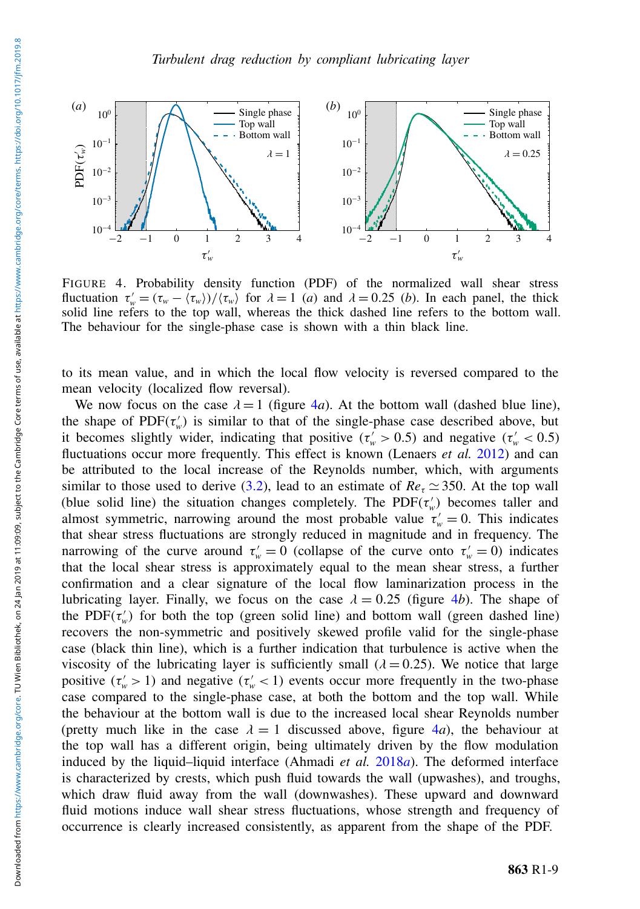(a)

$10^0$

$10^{-1}$

$10^{-2}$

$10^{-3}$

$10^{-4}$

PDF($\tau'_w$)

Single phase

Top wall

Bottom wall

$\lambda = 1$

−2 −1 0 1 2 3 4

$\tau'_w$

(b)

$10^0$

$10^{-1}$

$10^{-2}$

$10^{-3}$

$10^{-4}$

Single phase

Top wall

Bottom wall

$\lambda = 0.25$

−2 −1 0 1 2 3 4

$\tau'_w$

FIGURE 4. Probability density function (PDF) of the normalized wall shear stress fluctuation $\tau'_w = (\tau_w - \langle\tau_w\rangle)/\langle\tau_w\rangle$ for $\lambda = 1$ (*a*) and $\lambda = 0.25$ (*b*). In each panel, the thick solid line refers to the top wall, whereas the thick dashed line refers to the bottom wall. The behaviour for the single-phase case is shown with a thin black line.

to its mean value, and in which the local flow velocity is reversed compared to the mean velocity (localized flow reversal).

We now focus on the case $\lambda = 1$ (figure 4*a*). At the bottom wall (dashed blue line), the shape of PDF($\tau'_w$) is similar to that of the single-phase case described above, but it becomes slightly wider, indicating that positive ($\tau'_w > 0.5$) and negative ($\tau'_w < 0.5$) fluctuations occur more frequently. This effect is known (Lenaers *et al.* 2012) and can be attributed to the local increase of the Reynolds number, which, with arguments similar to those used to derive (3.2), lead to an estimate of $Re_\tau \simeq 350$. At the top wall (blue solid line) the situation changes completely. The PDF($\tau'_w$) becomes taller and almost symmetric, narrowing around the most probable value $\tau'_w = 0$. This indicates that shear stress fluctuations are strongly reduced in magnitude and in frequency. The narrowing of the curve around $\tau'_w = 0$ (collapse of the curve onto $\tau'_w = 0$) indicates that the local shear stress is approximately equal to the mean shear stress, a further confirmation and a clear signature of the local flow laminarization process in the lubricating layer. Finally, we focus on the case $\lambda = 0.25$ (figure 4*b*). The shape of the PDF($\tau'_w$) for both the top (green solid line) and bottom wall (green dashed line) recovers the non-symmetric and positively skewed profile valid for the single-phase case (black thin line), which is a further indication that turbulence is active when the viscosity of the lubricating layer is sufficiently small ($\lambda = 0.25$). We notice that large positive ($\tau'_w > 1$) and negative ($\tau'_w < 1$) events occur more frequently in the two-phase case compared to the single-phase case, at both the bottom and the top wall. While the behaviour at the bottom wall is due to the increased local shear Reynolds number (pretty much like in the case $\lambda = 1$ discussed above, figure 4*a*), the behaviour at the top wall has a different origin, being ultimately driven by the flow modulation induced by the liquid–liquid interface (Ahmadi *et al.* 2018*a*). The deformed interface is characterized by crests, which push fluid towards the wall (upwashes), and troughs, which draw fluid away from the wall (downwashes). These upward and downward fluid motions induce wall shear stress fluctuations, whose strength and frequency of occurrence is clearly increased consistently, as apparent from the shape of the PDF.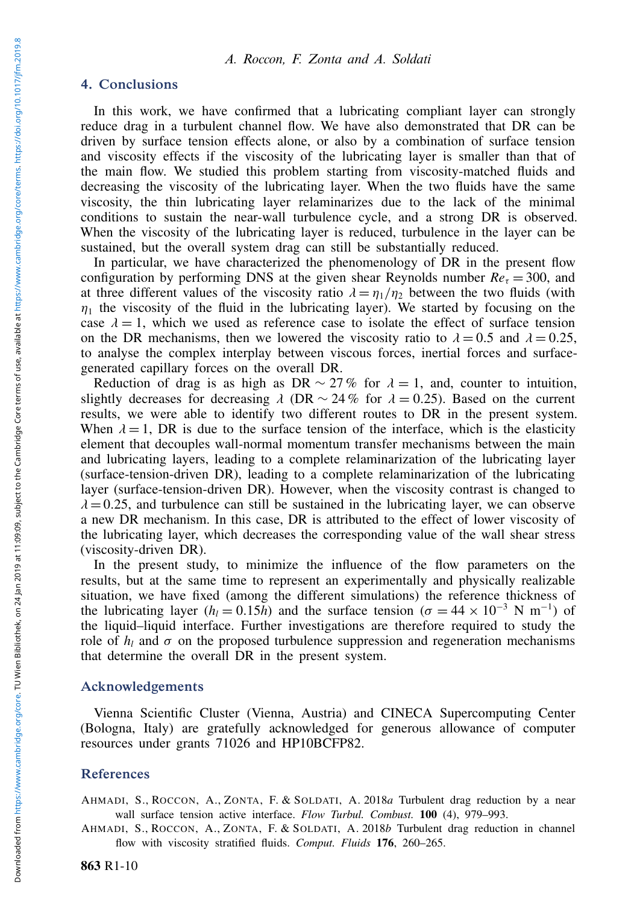## 4. Conclusions

In this work, we have confirmed that a lubricating compliant layer can strongly reduce drag in a turbulent channel flow. We have also demonstrated that DR can be driven by surface tension effects alone, or also by a combination of surface tension and viscosity effects if the viscosity of the lubricating layer is smaller than that of the main flow. We studied this problem starting from viscosity-matched fluids and decreasing the viscosity of the lubricating layer. When the two fluids have the same viscosity, the thin lubricating layer relaminarizes due to the lack of the minimal conditions to sustain the near-wall turbulence cycle, and a strong DR is observed. When the viscosity of the lubricating layer is reduced, turbulence in the layer can be sustained, but the overall system drag can still be substantially reduced.

In particular, we have characterized the phenomenology of DR in the present flow configuration by performing DNS at the given shear Reynolds number $Re_\tau = 300$, and at three different values of the viscosity ratio $\lambda = \eta_1/\eta_2$ between the two fluids (with $\eta_1$ the viscosity of the fluid in the lubricating layer). We started by focusing on the case $\lambda = 1$, which we used as reference case to isolate the effect of surface tension on the DR mechanisms, then we lowered the viscosity ratio to $\lambda = 0.5$ and $\lambda = 0.25$, to analyse the complex interplay between viscous forces, inertial forces and surface-generated capillary forces on the overall DR.

Reduction of drag is as high as DR $\sim 27\,\%$ for $\lambda = 1$, and, counter to intuition, slightly decreases for decreasing $\lambda$ (DR $\sim 24\,\%$ for $\lambda = 0.25$). Based on the current results, we were able to identify two different routes to DR in the present system. When $\lambda = 1$, DR is due to the surface tension of the interface, which is the elasticity element that decouples wall-normal momentum transfer mechanisms between the main and lubricating layers, leading to a complete relaminarization of the lubricating layer (surface-tension-driven DR), leading to a complete relaminarization of the lubricating layer (surface-tension-driven DR). However, when the viscosity contrast is changed to $\lambda = 0.25$, and turbulence can still be sustained in the lubricating layer, we can observe a new DR mechanism. In this case, DR is attributed to the effect of lower viscosity of the lubricating layer, which decreases the corresponding value of the wall shear stress (viscosity-driven DR).

In the present study, to minimize the influence of the flow parameters on the results, but at the same time to represent an experimentally and physically realizable situation, we have fixed (among the different simulations) the reference thickness of the lubricating layer ($h_l = 0.15h$) and the surface tension ($\sigma = 44 \times 10^{-3}$ N m$^{-1}$) of the liquid–liquid interface. Further investigations are therefore required to study the role of $h_l$ and $\sigma$ on the proposed turbulence suppression and regeneration mechanisms that determine the overall DR in the present system.

## Acknowledgements

Vienna Scientific Cluster (Vienna, Austria) and CINECA Supercomputing Center (Bologna, Italy) are gratefully acknowledged for generous allowance of computer resources under grants 71026 and HP10BCFP82.

## References

AHMADI, S., ROCCON, A., ZONTA, F. & SOLDATI, A. 2018*a* Turbulent drag reduction by a near wall surface tension active interface. *Flow Turbul. Combust.* **100** (4), 979–993.

AHMADI, S., ROCCON, A., ZONTA, F. & SOLDATI, A. 2018*b* Turbulent drag reduction in channel flow with viscosity stratified fluids. *Comput. Fluids* **176**, 260–265.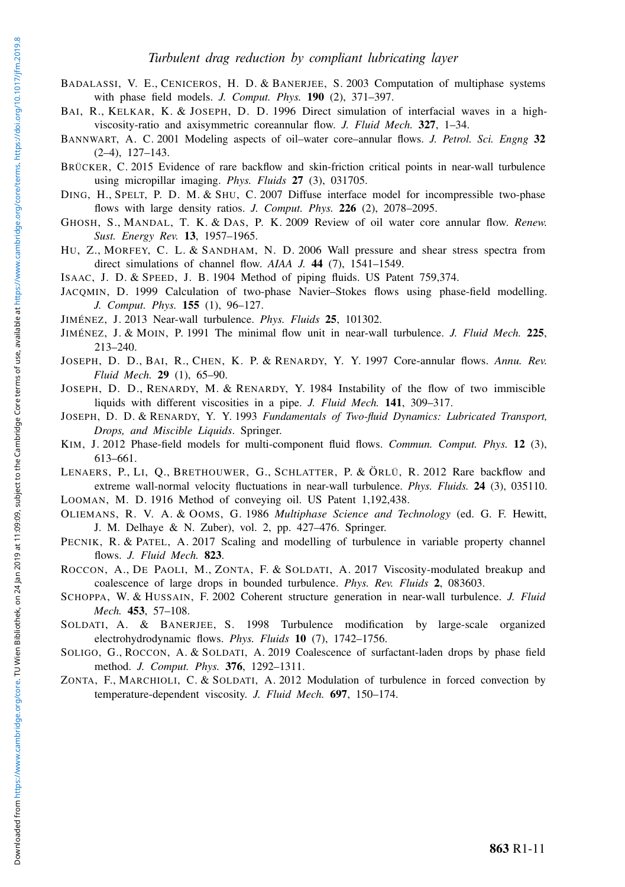BADALASSI, V. E., CENICEROS, H. D. & BANERJEE, S. 2003 Computation of multiphase systems with phase field models. *J. Comput. Phys.* **190** (2), 371–397.

BAI, R., KELKAR, K. & JOSEPH, D. D. 1996 Direct simulation of interfacial waves in a high-viscosity-ratio and axisymmetric coreannular flow. *J. Fluid Mech.* **327**, 1–34.

BANNWART, A. C. 2001 Modeling aspects of oil–water core–annular flows. *J. Petrol. Sci. Engng* **32** (2–4), 127–143.

BRÜCKER, C. 2015 Evidence of rare backflow and skin-friction critical points in near-wall turbulence using micropillar imaging. *Phys. Fluids* **27** (3), 031705.

DING, H., SPELT, P. D. M. & SHU, C. 2007 Diffuse interface model for incompressible two-phase flows with large density ratios. *J. Comput. Phys.* **226** (2), 2078–2095.

GHOSH, S., MANDAL, T. K. & DAS, P. K. 2009 Review of oil water core annular flow. *Renew. Sust. Energy Rev.* **13**, 1957–1965.

HU, Z., MORFEY, C. L. & SANDHAM, N. D. 2006 Wall pressure and shear stress spectra from direct simulations of channel flow. *AIAA J.* **44** (7), 1541–1549.

ISAAC, J. D. & SPEED, J. B. 1904 Method of piping fluids. US Patent 759,374.

JACQMIN, D. 1999 Calculation of two-phase Navier–Stokes flows using phase-field modelling. *J. Comput. Phys.* **155** (1), 96–127.

JIMÉNEZ, J. 2013 Near-wall turbulence. *Phys. Fluids* **25**, 101302.

JIMÉNEZ, J. & MOIN, P. 1991 The minimal flow unit in near-wall turbulence. *J. Fluid Mech.* **225**, 213–240.

JOSEPH, D. D., BAI, R., CHEN, K. P. & RENARDY, Y. Y. 1997 Core-annular flows. *Annu. Rev. Fluid Mech.* **29** (1), 65–90.

JOSEPH, D. D., RENARDY, M. & RENARDY, Y. 1984 Instability of the flow of two immiscible liquids with different viscosities in a pipe. *J. Fluid Mech.* **141**, 309–317.

JOSEPH, D. D. & RENARDY, Y. Y. 1993 *Fundamentals of Two-fluid Dynamics: Lubricated Transport, Drops, and Miscible Liquids*. Springer.

KIM, J. 2012 Phase-field models for multi-component fluid flows. *Commun. Comput. Phys.* **12** (3), 613–661.

LENAERS, P., LI, Q., BRETHOUWER, G., SCHLATTER, P. & ÖRLÜ, R. 2012 Rare backflow and extreme wall-normal velocity fluctuations in near-wall turbulence. *Phys. Fluids.* **24** (3), 035110.

LOOMAN, M. D. 1916 Method of conveying oil. US Patent 1,192,438.

OLIEMANS, R. V. A. & OOMS, G. 1986 *Multiphase Science and Technology* (ed. G. F. Hewitt, J. M. Delhaye & N. Zuber), vol. 2, pp. 427–476. Springer.

PECNIK, R. & PATEL, A. 2017 Scaling and modelling of turbulence in variable property channel flows. *J. Fluid Mech.* **823**.

ROCCON, A., DE PAOLI, M., ZONTA, F. & SOLDATI, A. 2017 Viscosity-modulated breakup and coalescence of large drops in bounded turbulence. *Phys. Rev. Fluids* **2**, 083603.

SCHOPPA, W. & HUSSAIN, F. 2002 Coherent structure generation in near-wall turbulence. *J. Fluid Mech.* **453**, 57–108.

SOLDATI, A. & BANERJEE, S. 1998 Turbulence modification by large-scale organized electrohydrodynamic flows. *Phys. Fluids* **10** (7), 1742–1756.

SOLIGO, G., ROCCON, A. & SOLDATI, A. 2019 Coalescence of surfactant-laden drops by phase field method. *J. Comput. Phys.* **376**, 1292–1311.

ZONTA, F., MARCHIOLI, C. & SOLDATI, A. 2012 Modulation of turbulence in forced convection by temperature-dependent viscosity. *J. Fluid Mech.* **697**, 150–174.